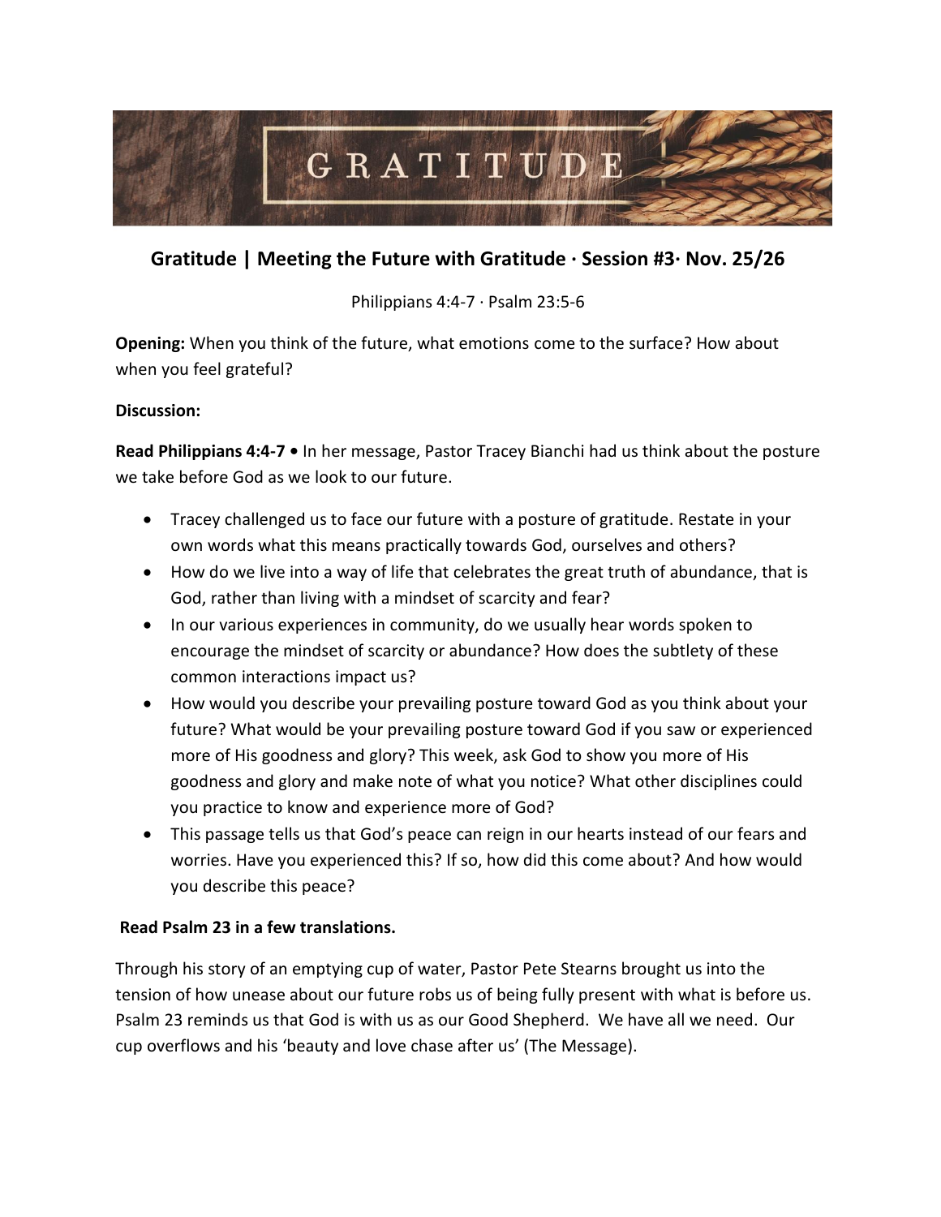GRATITUDE

## Gratitude | Meeting the Future with Gratitude · Session #3· Nov. 25/26

Philippians 4:4-7 · Psalm 23:5-6

**Opening:** When you think of the future, what emotions come to the surface? How about when you feel grateful?

**Discussion:**

**Read Philippians 4:4-7 •** In her message, Pastor Tracey Bianchi had us think about the posture we take before God as we look to our future.

- Tracey challenged us to face our future with a posture of gratitude. Restate in your own words what this means practically towards God, ourselves and others?
- How do we live into a way of life that celebrates the great truth of abundance, that is God, rather than living with a mindset of scarcity and fear?
- In our various experiences in community, do we usually hear words spoken to encourage the mindset of scarcity or abundance? How does the subtlety of these common interactions impact us?
- How would you describe your prevailing posture toward God as you think about your future? What would be your prevailing posture toward God if you saw or experienced more of His goodness and glory? This week, ask God to show you more of His goodness and glory and make note of what you notice? What other disciplines could you practice to know and experience more of God?
- This passage tells us that God's peace can reign in our hearts instead of our fears and worries. Have you experienced this? If so, how did this come about? And how would you describe this peace?

**Read Psalm 23 in a few translations.**

Through his story of an emptying cup of water, Pastor Pete Stearns brought us into the tension of how unease about our future robs us of being fully present with what is before us. Psalm 23 reminds us that God is with us as our Good Shepherd. We have all we need. Our cup overflows and his 'beauty and love chase after us' (The Message).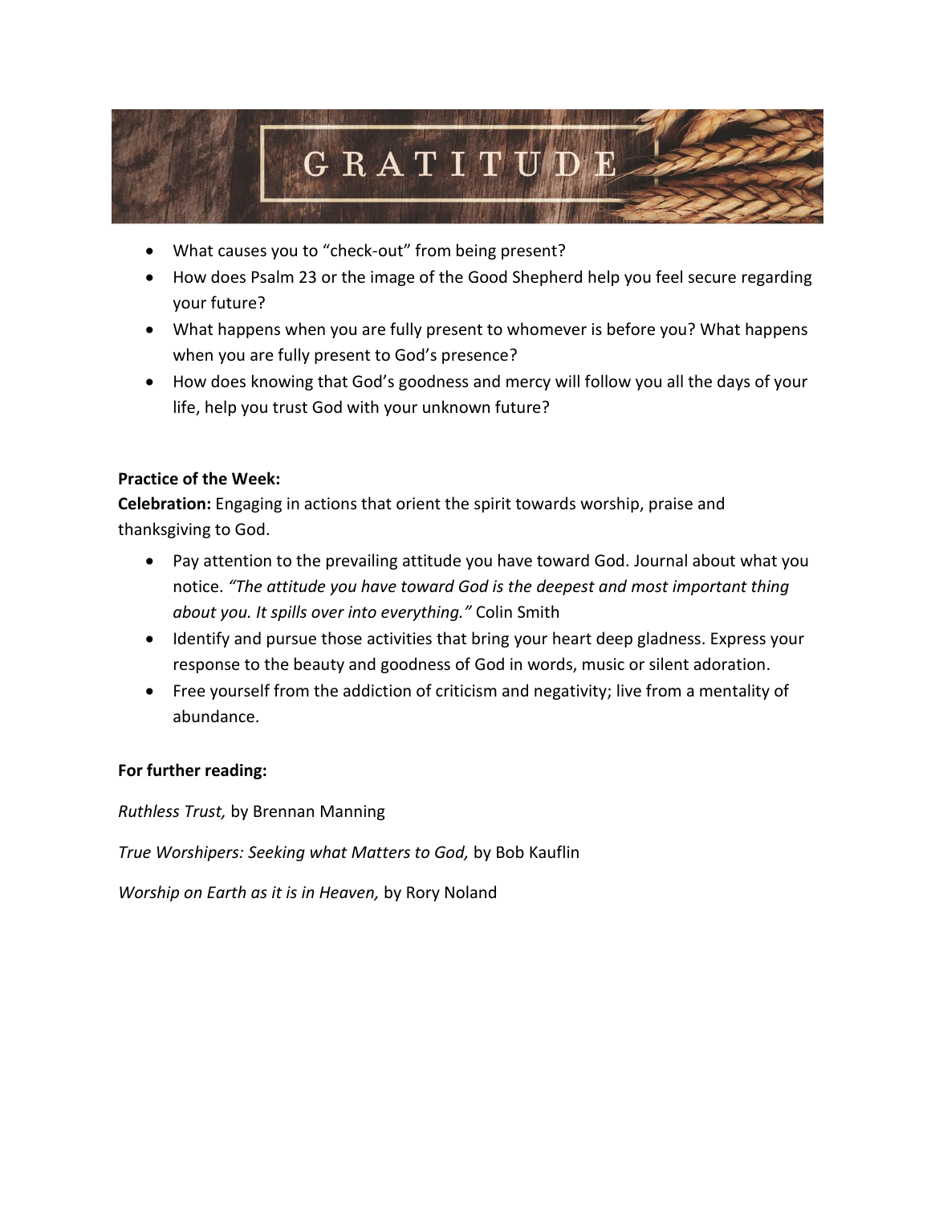# GRATITUDE

- What causes you to "check-out" from being present?
- How does Psalm 23 or the image of the Good Shepherd help you feel secure regarding your future?
- What happens when you are fully present to whomever is before you? What happens when you are fully present to God's presence?
- How does knowing that God's goodness and mercy will follow you all the days of your life, help you trust God with your unknown future?

**Practice of the Week:**

**Celebration:** Engaging in actions that orient the spirit towards worship, praise and thanksgiving to God.

- Pay attention to the prevailing attitude you have toward God. Journal about what you notice. *"The attitude you have toward God is the deepest and most important thing about you. It spills over into everything."* Colin Smith
- Identify and pursue those activities that bring your heart deep gladness. Express your response to the beauty and goodness of God in words, music or silent adoration.
- Free yourself from the addiction of criticism and negativity; live from a mentality of abundance.

**For further reading:**

*Ruthless Trust,* by Brennan Manning

*True Worshipers: Seeking what Matters to God,* by Bob Kauflin

*Worship on Earth as it is in Heaven,* by Rory Noland